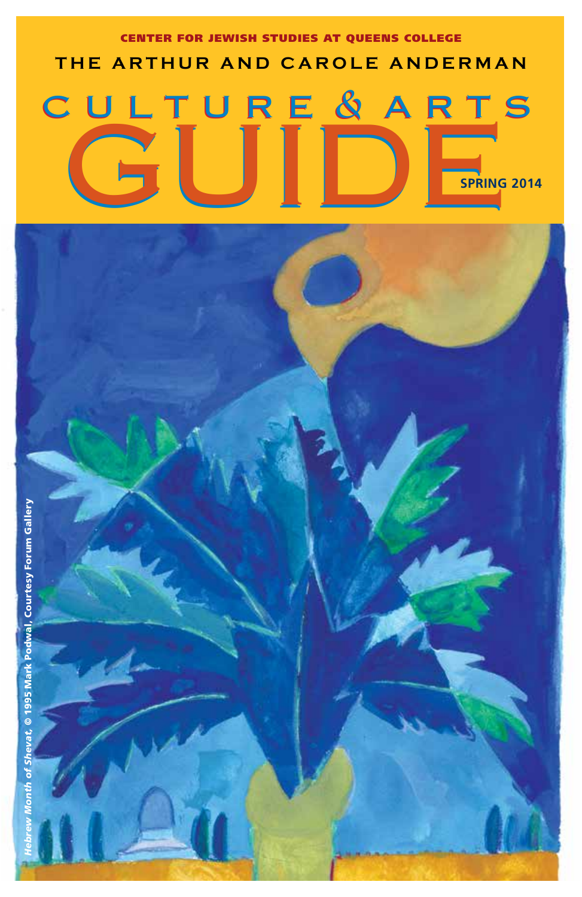CENTER FOR JEWISH STUDIES AT QUEENS COLLEGE

THE ARTHUR AND CAROLE ANDERMAN

# CULTURE & ARTS GUIDE

SPRING 2014

*Hebrew Month of Shevat*, © 1995 Mark Podwal, Courtesy Forum Gallery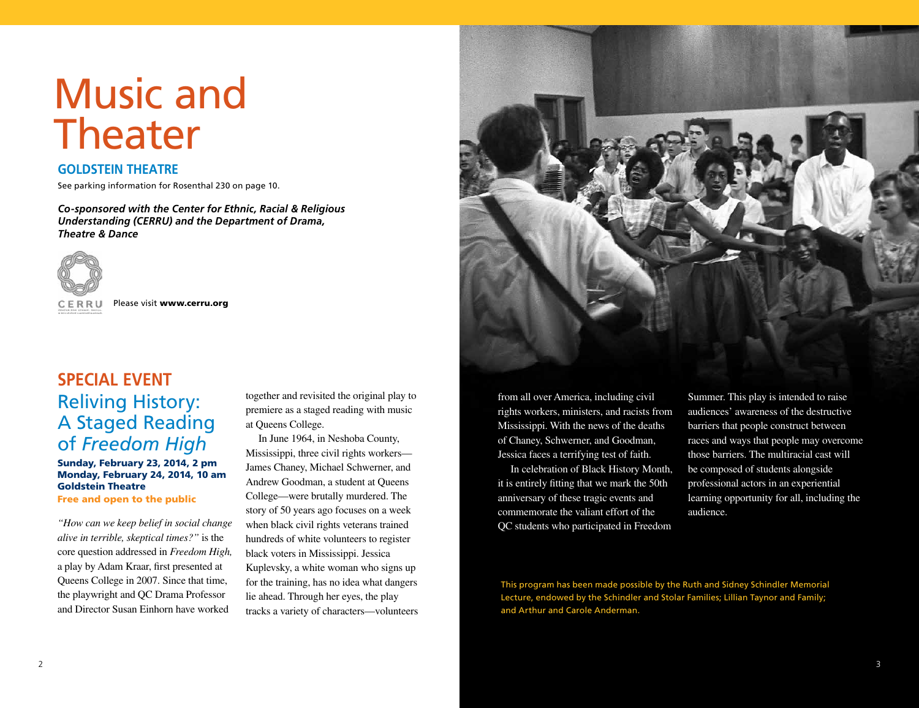# Music and Theater

## GOLDSTEIN THEATRE

See parking information for Rosenthal 230 on page 10.

***Co-sponsored with the Center for Ethnic, Racial & Religious Understanding (CERRU) and the Department of Drama, Theatre & Dance***

CERRU Please visit **www.cerru.org**

## SPECIAL EVENT

### Reliving History: A Staged Reading of *Freedom High*

**Sunday, February 23, 2014, 2 pm**
**Monday, February 24, 2014, 10 am**
**Goldstein Theatre**
**Free and open to the public**

*"How can we keep belief in social change alive in terrible, skeptical times?"* is the core question addressed in *Freedom High,* a play by Adam Kraar, first presented at Queens College in 2007. Since that time, the playwright and QC Drama Professor and Director Susan Einhorn have worked together and revisited the original play to premiere as a staged reading with music at Queens College.

In June 1964, in Neshoba County, Mississippi, three civil rights workers—James Chaney, Michael Schwerner, and Andrew Goodman, a student at Queens College—were brutally murdered. The story of 50 years ago focuses on a week when black civil rights veterans trained hundreds of white volunteers to register black voters in Mississippi. Jessica Kuplevsky, a white woman who signs up for the training, has no idea what dangers lie ahead. Through her eyes, the play tracks a variety of characters—volunteers from all over America, including civil rights workers, ministers, and racists from Mississippi. With the news of the deaths of Chaney, Schwerner, and Goodman, Jessica faces a terrifying test of faith.

In celebration of Black History Month, it is entirely fitting that we mark the 50th anniversary of these tragic events and commemorate the valiant effort of the QC students who participated in Freedom Summer. This play is intended to raise audiences' awareness of the destructive barriers that people construct between races and ways that people may overcome those barriers. The multiracial cast will be composed of students alongside professional actors in an experiential learning opportunity for all, including the audience.

This program has been made possible by the Ruth and Sidney Schindler Memorial Lecture, endowed by the Schindler and Stolar Families; Lillian Taynor and Family; and Arthur and Carole Anderman.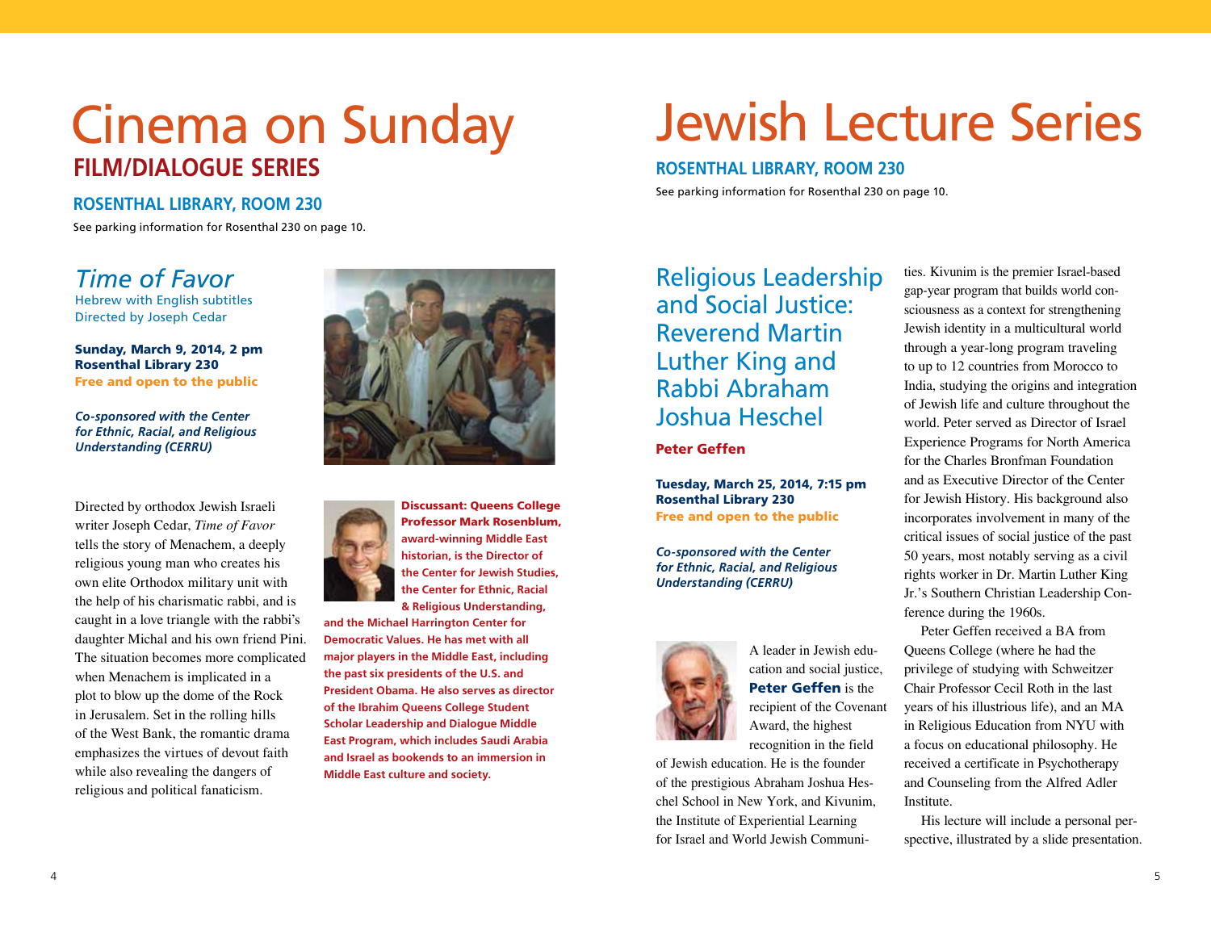# Cinema on Sunday

## FILM/DIALOGUE SERIES

### ROSENTHAL LIBRARY, ROOM 230

See parking information for Rosenthal 230 on page 10.

### *Time of Favor*

Hebrew with English subtitles
Directed by Joseph Cedar

**Sunday, March 9, 2014, 2 pm**
**Rosenthal Library 230**
**Free and open to the public**

***Co-sponsored with the Center for Ethnic, Racial, and Religious Understanding (CERRU)***

Directed by orthodox Jewish Israeli writer Joseph Cedar, *Time of Favor* tells the story of Menachem, a deeply religious young man who creates his own elite Orthodox military unit with the help of his charismatic rabbi, and is caught in a love triangle with the rabbi's daughter Michal and his own friend Pini. The situation becomes more complicated when Menachem is implicated in a plot to blow up the dome of the Rock in Jerusalem. Set in the rolling hills of the West Bank, the romantic drama emphasizes the virtues of devout faith while also revealing the dangers of religious and political fanaticism.

**Discussant: Queens College Professor Mark Rosenblum, award-winning Middle East historian, is the Director of the Center for Jewish Studies, the Center for Ethnic, Racial & Religious Understanding, and the Michael Harrington Center for Democratic Values. He has met with all major players in the Middle East, including the past six presidents of the U.S. and President Obama. He also serves as director of the Ibrahim Queens College Student Scholar Leadership and Dialogue Middle East Program, which includes Saudi Arabia and Israel as bookends to an immersion in Middle East culture and society.**

# Jewish Lecture Series

### ROSENTHAL LIBRARY, ROOM 230

See parking information for Rosenthal 230 on page 10.

### Religious Leadership and Social Justice: Reverend Martin Luther King and Rabbi Abraham Joshua Heschel

**Peter Geffen**

**Tuesday, March 25, 2014, 7:15 pm**
**Rosenthal Library 230**
**Free and open to the public**

***Co-sponsored with the Center for Ethnic, Racial, and Religious Understanding (CERRU)***

A leader in Jewish education and social justice, **Peter Geffen** is the recipient of the Covenant Award, the highest recognition in the field of Jewish education. He is the founder of the prestigious Abraham Joshua Heschel School in New York, and Kivunim, the Institute of Experiential Learning for Israel and World Jewish Communities. Kivunim is the premier Israel-based gap-year program that builds world consciousness as a context for strengthening Jewish identity in a multicultural world through a year-long program traveling to up to 12 countries from Morocco to India, studying the origins and integration of Jewish life and culture throughout the world. Peter served as Director of Israel Experience Programs for North America for the Charles Bronfman Foundation and as Executive Director of the Center for Jewish History. His background also incorporates involvement in many of the critical issues of social justice of the past 50 years, most notably serving as a civil rights worker in Dr. Martin Luther King Jr.'s Southern Christian Leadership Conference during the 1960s.

Peter Geffen received a BA from Queens College (where he had the privilege of studying with Schweitzer Chair Professor Cecil Roth in the last years of his illustrious life), and an MA in Religious Education from NYU with a focus on educational philosophy. He received a certificate in Psychotherapy and Counseling from the Alfred Adler Institute.

His lecture will include a personal perspective, illustrated by a slide presentation.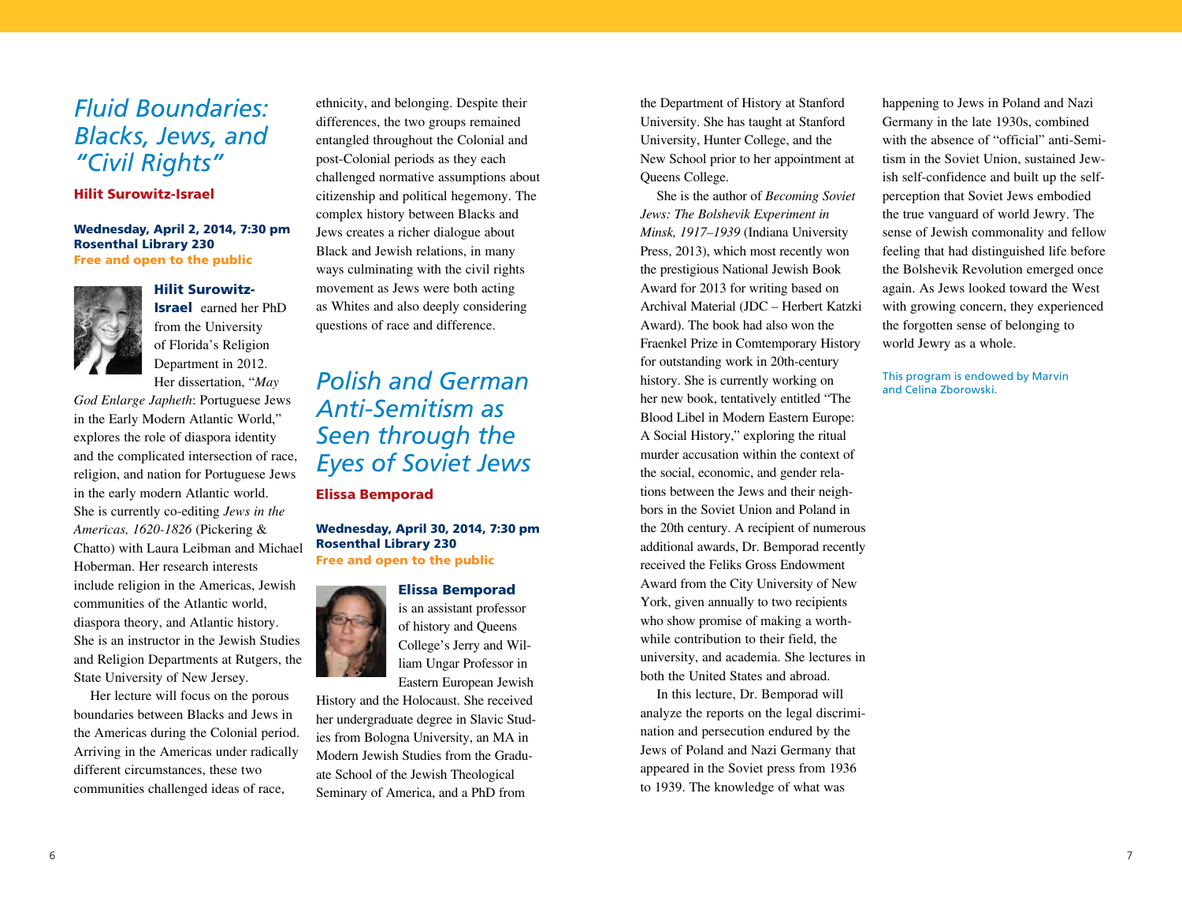## *Fluid Boundaries: Blacks, Jews, and "Civil Rights"*

**Hilit Surowitz-Israel**

**Wednesday, April 2, 2014, 7:30 pm**
**Rosenthal Library 230**
**Free and open to the public**

**Hilit Surowitz-Israel** earned her PhD from the University of Florida's Religion Department in 2012. Her dissertation, "*May God Enlarge Japheth*: Portuguese Jews in the Early Modern Atlantic World," explores the role of diaspora identity and the complicated intersection of race, religion, and nation for Portuguese Jews in the early modern Atlantic world. She is currently co-editing *Jews in the Americas, 1620-1826* (Pickering & Chatto) with Laura Leibman and Michael Hoberman. Her research interests include religion in the Americas, Jewish communities of the Atlantic world, diaspora theory, and Atlantic history. She is an instructor in the Jewish Studies and Religion Departments at Rutgers, the State University of New Jersey.

Her lecture will focus on the porous boundaries between Blacks and Jews in the Americas during the Colonial period. Arriving in the Americas under radically different circumstances, these two communities challenged ideas of race, ethnicity, and belonging. Despite their differences, the two groups remained entangled throughout the Colonial and post-Colonial periods as they each challenged normative assumptions about citizenship and political hegemony. The complex history between Blacks and Jews creates a richer dialogue about Black and Jewish relations, in many ways culminating with the civil rights movement as Jews were both acting as Whites and also deeply considering questions of race and difference.

## *Polish and German Anti-Semitism as Seen through the Eyes of Soviet Jews*

**Elissa Bemporad**

**Wednesday, April 30, 2014, 7:30 pm**
**Rosenthal Library 230**
**Free and open to the public**

**Elissa Bemporad** is an assistant professor of history and Queens College's Jerry and William Ungar Professor in Eastern European Jewish History and the Holocaust. She received her undergraduate degree in Slavic Studies from Bologna University, an MA in Modern Jewish Studies from the Graduate School of the Jewish Theological Seminary of America, and a PhD from the Department of History at Stanford University. She has taught at Stanford University, Hunter College, and the New School prior to her appointment at Queens College.

She is the author of *Becoming Soviet Jews: The Bolshevik Experiment in Minsk, 1917–1939* (Indiana University Press, 2013), which most recently won the prestigious National Jewish Book Award for 2013 for writing based on Archival Material (JDC – Herbert Katzki Award). The book had also won the Fraenkel Prize in Comtemporary History for outstanding work in 20th-century history. She is currently working on her new book, tentatively entitled "The Blood Libel in Modern Eastern Europe: A Social History," exploring the ritual murder accusation within the context of the social, economic, and gender relations between the Jews and their neighbors in the Soviet Union and Poland in the 20th century. A recipient of numerous additional awards, Dr. Bemporad recently received the Feliks Gross Endowment Award from the City University of New York, given annually to two recipients who show promise of making a worthwhile contribution to their field, the university, and academia. She lectures in both the United States and abroad.

In this lecture, Dr. Bemporad will analyze the reports on the legal discrimination and persecution endured by the Jews of Poland and Nazi Germany that appeared in the Soviet press from 1936 to 1939. The knowledge of what was happening to Jews in Poland and Nazi Germany in the late 1930s, combined with the absence of "official" anti-Semitism in the Soviet Union, sustained Jewish self-confidence and built up the self-perception that Soviet Jews embodied the true vanguard of world Jewry. The sense of Jewish commonality and fellow feeling that had distinguished life before the Bolshevik Revolution emerged once again. As Jews looked toward the West with growing concern, they experienced the forgotten sense of belonging to world Jewry as a whole.

This program is endowed by Marvin and Celina Zborowski.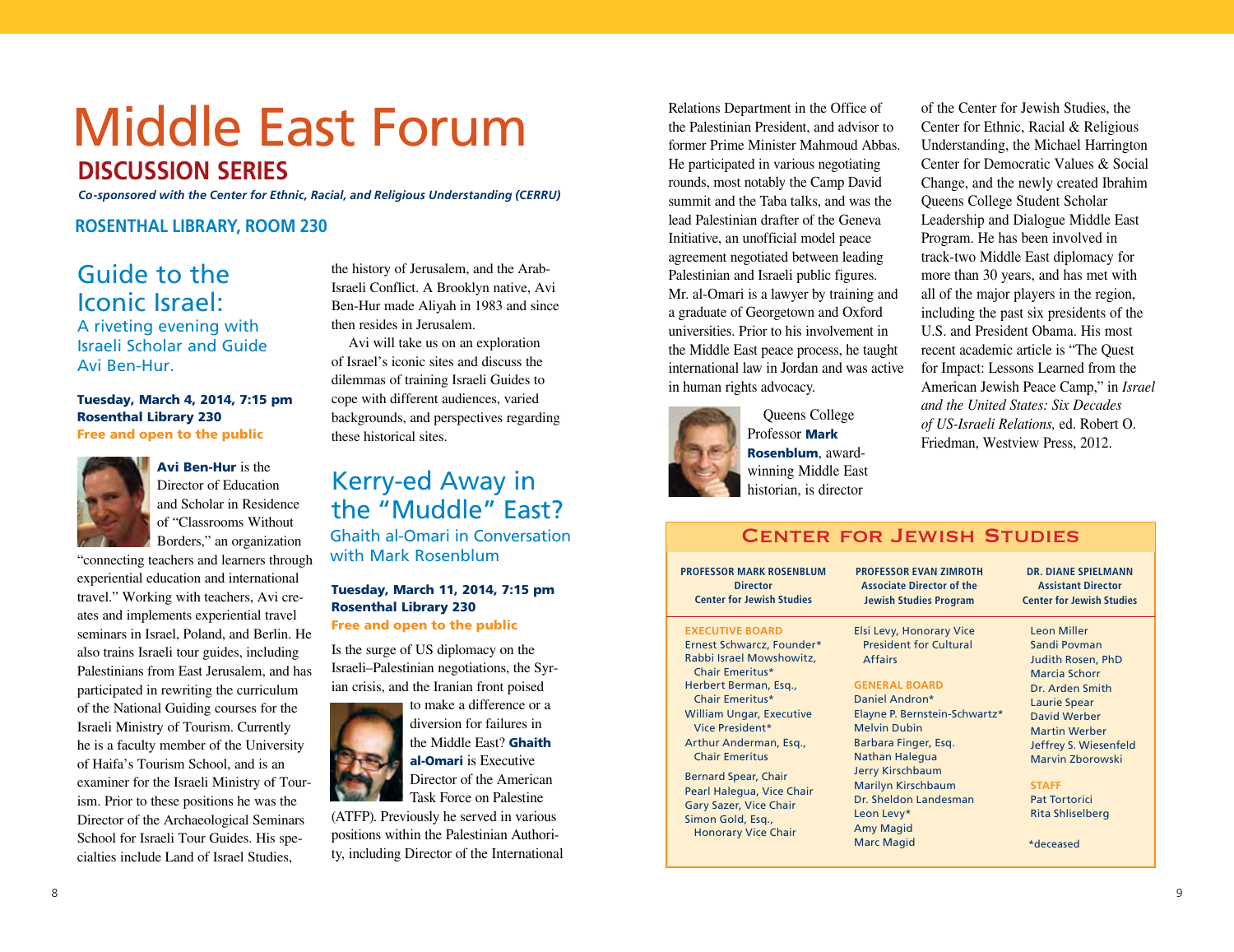# Middle East Forum

## DISCUSSION SERIES

*Co-sponsored with the Center for Ethnic, Racial, and Religious Understanding (CERRU)*

**ROSENTHAL LIBRARY, ROOM 230**

### Guide to the Iconic Israel:

A riveting evening with Israeli Scholar and Guide Avi Ben-Hur.

**Tuesday, March 4, 2014, 7:15 pm**
**Rosenthal Library 230**
**Free and open to the public**

**Avi Ben-Hur** is the Director of Education and Scholar in Residence of "Classrooms Without Borders," an organization "connecting teachers and learners through experiential education and international travel." Working with teachers, Avi creates and implements experiential travel seminars in Israel, Poland, and Berlin. He also trains Israeli tour guides, including Palestinians from East Jerusalem, and has participated in rewriting the curriculum of the National Guiding courses for the Israeli Ministry of Tourism. Currently he is a faculty member of the University of Haifa's Tourism School, and is an examiner for the Israeli Ministry of Tourism. Prior to these positions he was the Director of the Archaeological Seminars School for Israeli Tour Guides. His specialties include Land of Israel Studies, the history of Jerusalem, and the Arab-Israeli Conflict. A Brooklyn native, Avi Ben-Hur made Aliyah in 1983 and since then resides in Jerusalem.

Avi will take us on an exploration of Israel's iconic sites and discuss the dilemmas of training Israeli Guides to cope with different audiences, varied backgrounds, and perspectives regarding these historical sites.

### Kerry-ed Away in the "Muddle" East?

Ghaith al-Omari in Conversation with Mark Rosenblum

**Tuesday, March 11, 2014, 7:15 pm**
**Rosenthal Library 230**
**Free and open to the public**

Is the surge of US diplomacy on the Israeli–Palestinian negotiations, the Syrian crisis, and the Iranian front poised to make a difference or a diversion for failures in the Middle East? **Ghaith al-Omari** is Executive Director of the American Task Force on Palestine (ATFP). Previously he served in various positions within the Palestinian Authority, including Director of the International Relations Department in the Office of the Palestinian President, and advisor to former Prime Minister Mahmoud Abbas. He participated in various negotiating rounds, most notably the Camp David summit and the Taba talks, and was the lead Palestinian drafter of the Geneva Initiative, an unofficial model peace agreement negotiated between leading Palestinian and Israeli public figures. Mr. al-Omari is a lawyer by training and a graduate of Georgetown and Oxford universities. Prior to his involvement in the Middle East peace process, he taught international law in Jordan and was active in human rights advocacy.

Queens College Professor **Mark Rosenblum**, award-winning Middle East historian, is director of the Center for Jewish Studies, the Center for Ethnic, Racial & Religious Understanding, the Michael Harrington Center for Democratic Values & Social Change, and the newly created Ibrahim Queens College Student Scholar Leadership and Dialogue Middle East Program. He has been involved in track-two Middle East diplomacy for more than 30 years, and has met with all of the major players in the region, including the past six presidents of the U.S. and President Obama. His most recent academic article is "The Quest for Impact: Lessons Learned from the American Jewish Peace Camp," in *Israel and the United States: Six Decades of US-Israeli Relations,* ed. Robert O. Friedman, Westview Press, 2012.

## Center for Jewish Studies

**PROFESSOR MARK ROSENBLUM**
Director
Center for Jewish Studies

**PROFESSOR EVAN ZIMROTH**
Associate Director of the Jewish Studies Program

**DR. DIANE SPIELMANN**
Assistant Director
Center for Jewish Studies

**EXECUTIVE BOARD**
Ernest Schwarcz, Founder*
Rabbi Israel Mowshowitz, Chair Emeritus*
Herbert Berman, Esq., Chair Emeritus*
William Ungar, Executive Vice President*
Arthur Anderman, Esq., Chair Emeritus

Bernard Spear, Chair
Pearl Halegua, Vice Chair
Gary Sazer, Vice Chair
Simon Gold, Esq., Honorary Vice Chair
Elsi Levy, Honorary Vice President for Cultural Affairs

**GENERAL BOARD**
Daniel Andron*
Elayne P. Bernstein-Schwartz*
Melvin Dubin
Barbara Finger, Esq.
Nathan Halegua
Jerry Kirschbaum
Marilyn Kirschbaum
Dr. Sheldon Landesman
Leon Levy*
Amy Magid
Marc Magid
Leon Miller
Sandi Povman
Judith Rosen, PhD
Marcia Schorr
Dr. Arden Smith
Laurie Spear
David Werber
Martin Werber
Jeffrey S. Wiesenfeld
Marvin Zborowski

**STAFF**
Pat Tortorici
Rita Shliselberg

*deceased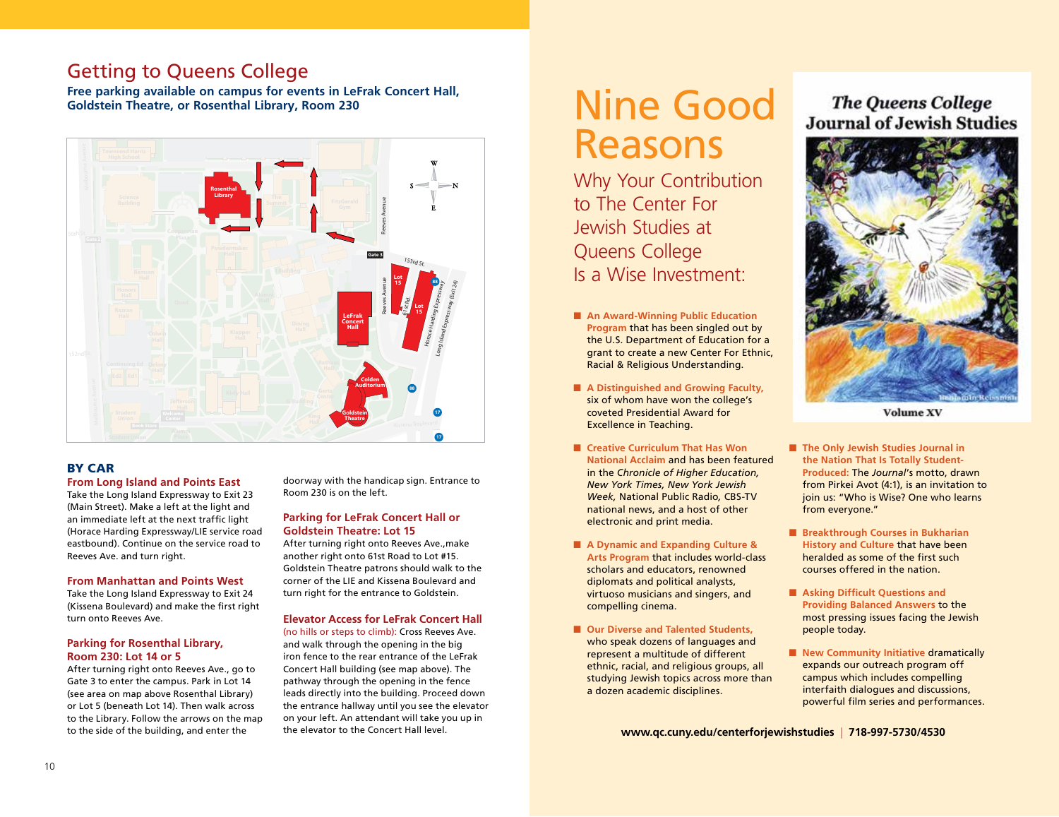# Getting to Queens College

**Free parking available on campus for events in LeFrak Concert Hall, Goldstein Theatre, or Rosenthal Library, Room 230**

## BY CAR

### From Long Island and Points East

Take the Long Island Expressway to Exit 23 (Main Street). Make a left at the light and an immediate left at the next traffic light (Horace Harding Expressway/LIE service road eastbound). Continue on the service road to Reeves Ave. and turn right.

### From Manhattan and Points West

Take the Long Island Expressway to Exit 24 (Kissena Boulevard) and make the first right turn onto Reeves Ave.

### Parking for Rosenthal Library, Room 230: Lot 14 or 5

After turning right onto Reeves Ave., go to Gate 3 to enter the campus. Park in Lot 14 (see area on map above Rosenthal Library) or Lot 5 (beneath Lot 14). Then walk across to the Library. Follow the arrows on the map to the side of the building, and enter the doorway with the handicap sign. Entrance to Room 230 is on the left.

### Parking for LeFrak Concert Hall or Goldstein Theatre: Lot 15

After turning right onto Reeves Ave.,make another right onto 61st Road to Lot #15. Goldstein Theatre patrons should walk to the corner of the LIE and Kissena Boulevard and turn right for the entrance to Goldstein.

### Elevator Access for LeFrak Concert Hall

(no hills or steps to climb): Cross Reeves Ave. and walk through the opening in the big iron fence to the rear entrance of the LeFrak Concert Hall building (see map above). The pathway through the opening in the fence leads directly into the building. Proceed down the entrance hallway until you see the elevator on your left. An attendant will take you up in the elevator to the Concert Hall level.

# Nine Good Reasons

## Why Your Contribution to The Center For Jewish Studies at Queens College Is a Wise Investment:

- **An Award-Winning Public Education Program** that has been singled out by the U.S. Department of Education for a grant to create a new Center For Ethnic, Racial & Religious Understanding.
- **A Distinguished and Growing Faculty,** six of whom have won the college's coveted Presidential Award for Excellence in Teaching.
- **Creative Curriculum That Has Won National Acclaim** and has been featured in the *Chronicle of Higher Education, New York Times, New York Jewish Week,* National Public Radio, CBS-TV national news, and a host of other electronic and print media.
- **A Dynamic and Expanding Culture & Arts Program** that includes world-class scholars and educators, renowned diplomats and political analysts, virtuoso musicians and singers, and compelling cinema.
- **Our Diverse and Talented Students,** who speak dozens of languages and represent a multitude of different ethnic, racial, and religious groups, all studying Jewish topics across more than a dozen academic disciplines.

**The Queens College Journal of Jewish Studies**

Volume XV

- **The Only Jewish Studies Journal in the Nation That Is Totally Student-Produced:** The *Journal*'s motto, drawn from Pirkei Avot (4:1), is an invitation to join us: "Who is Wise? One who learns from everyone."
- **Breakthrough Courses in Bukharian History and Culture** that have been heralded as some of the first such courses offered in the nation.
- **Asking Difficult Questions and Providing Balanced Answers** to the most pressing issues facing the Jewish people today.
- **New Community Initiative** dramatically expands our outreach program off campus which includes compelling interfaith dialogues and discussions, powerful film series and performances.

**www.qc.cuny.edu/centerforjewishstudies | 718-997-5730/4530**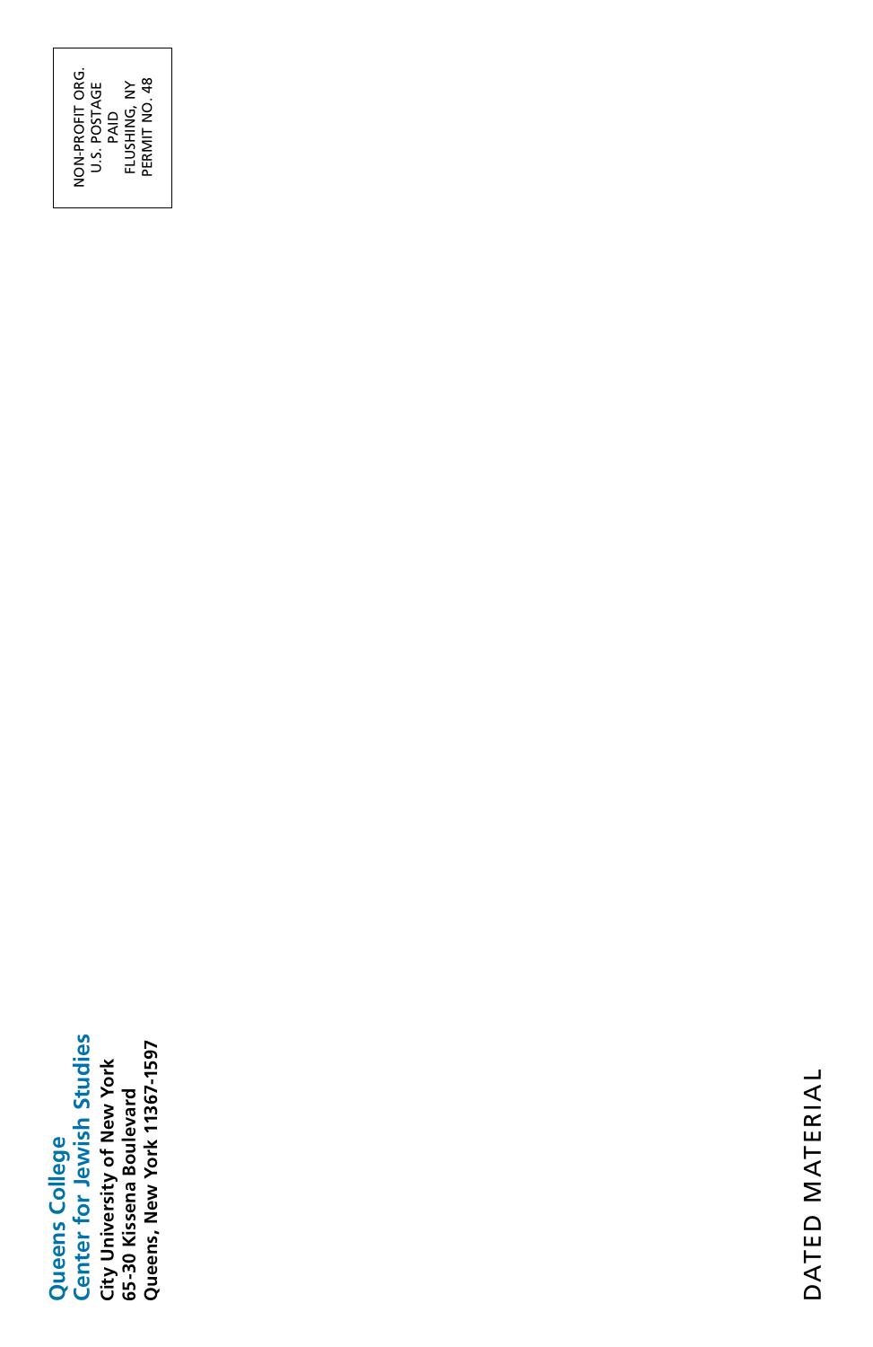**Queens College**
**Center for Jewish Studies**
**City University of New York**
**65-30 Kissena Boulevard**
**Queens, New York 11367-1597**

NON-PROFIT ORG.
U.S. POSTAGE
PAID
FLUSHING, NY
PERMIT NO. 48

DATED MATERIAL